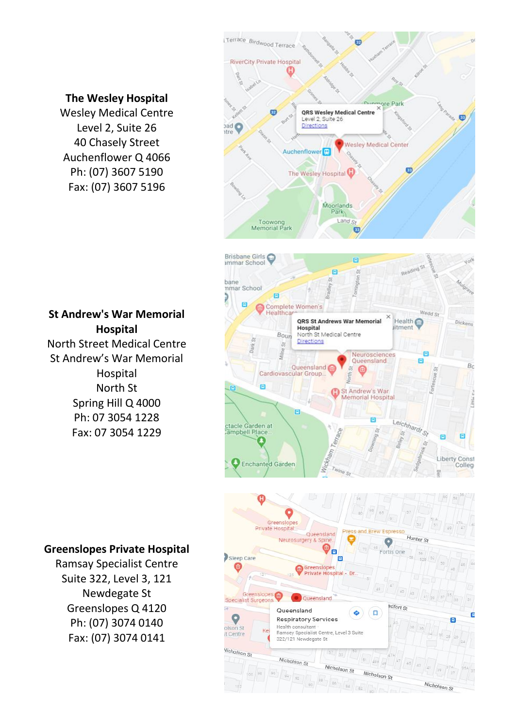**The Wesley Hospital**
Wesley Medical Centre
Level 2, Suite 26
40 Chasely Street
Auchenflower Q 4066
Ph: (07) 3607 5190
Fax: (07) 3607 5196

**St Andrew's War Memorial Hospital**
North Street Medical Centre
St Andrew's War Memorial Hospital
North St
Spring Hill Q 4000
Ph: 07 3054 1228
Fax: 07 3054 1229

**Greenslopes Private Hospital**
Ramsay Specialist Centre
Suite 322, Level 3, 121 Newdegate St
Greenslopes Q 4120
Ph: (07) 3074 0140
Fax: (07) 3074 0141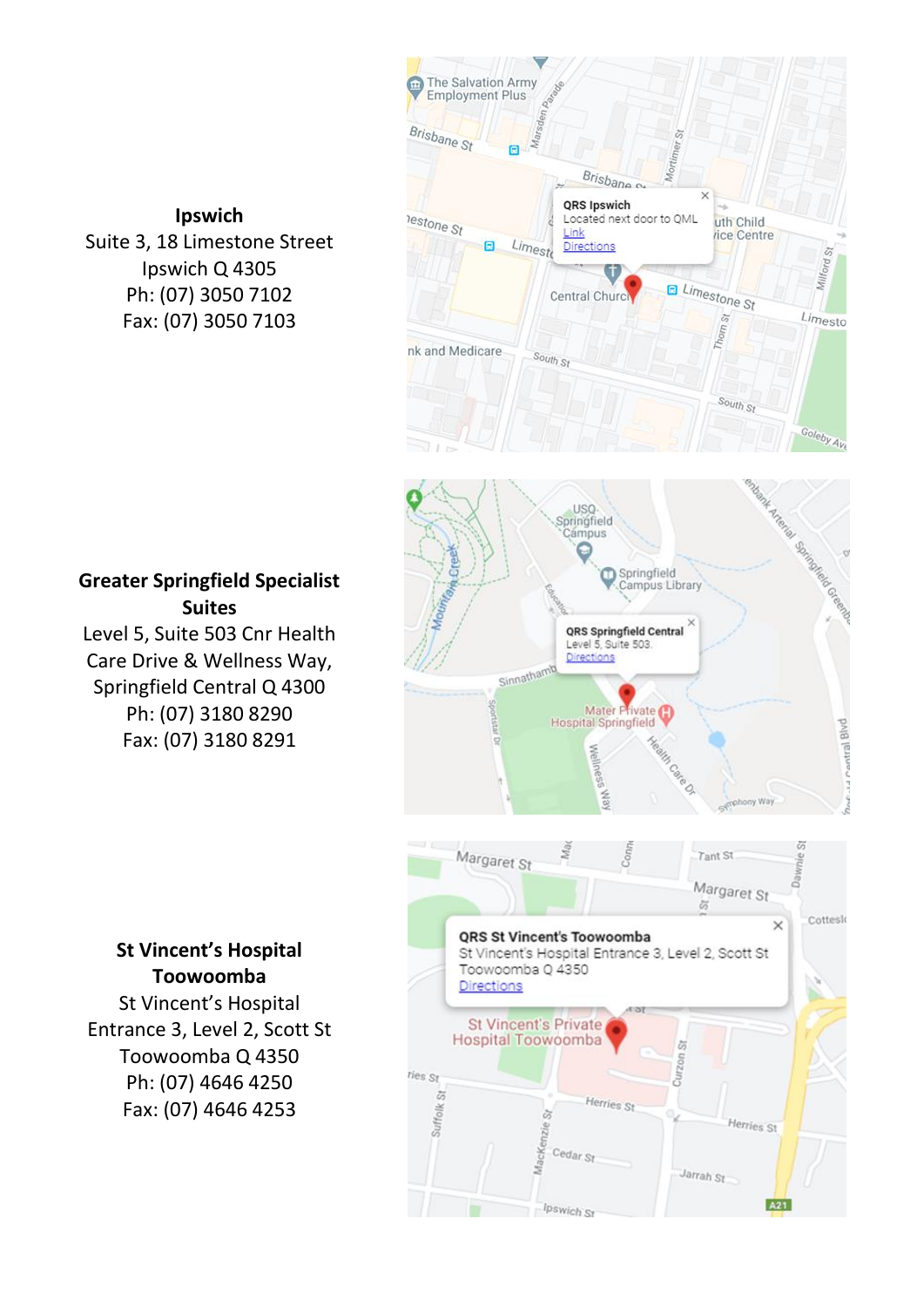**Ipswich**
Suite 3, 18 Limestone Street
Ipswich Q 4305
Ph: (07) 3050 7102
Fax: (07) 3050 7103

**Greater Springfield Specialist Suites**
Level 5, Suite 503 Cnr Health Care Drive & Wellness Way,
Springfield Central Q 4300
Ph: (07) 3180 8290
Fax: (07) 3180 8291

**St Vincent's Hospital Toowoomba**
St Vincent's Hospital
Entrance 3, Level 2, Scott St
Toowoomba Q 4350
Ph: (07) 4646 4250
Fax: (07) 4646 4253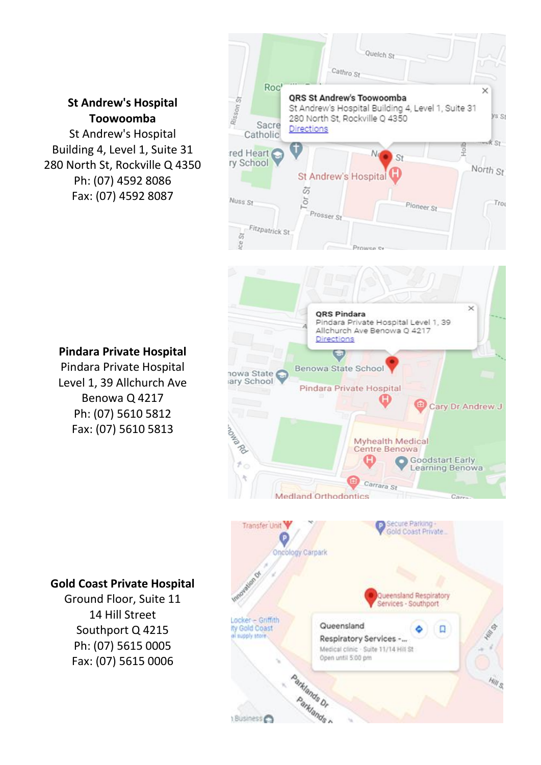**St Andrew's Hospital Toowoomba**
St Andrew's Hospital
Building 4, Level 1, Suite 31
280 North St, Rockville Q 4350
Ph: (07) 4592 8086
Fax: (07) 4592 8087

**Pindara Private Hospital**
Pindara Private Hospital
Level 1, 39 Allchurch Ave
Benowa Q 4217
Ph: (07) 5610 5812
Fax: (07) 5610 5813

**Gold Coast Private Hospital**
Ground Floor, Suite 11
14 Hill Street
Southport Q 4215
Ph: (07) 5615 0005
Fax: (07) 5615 0006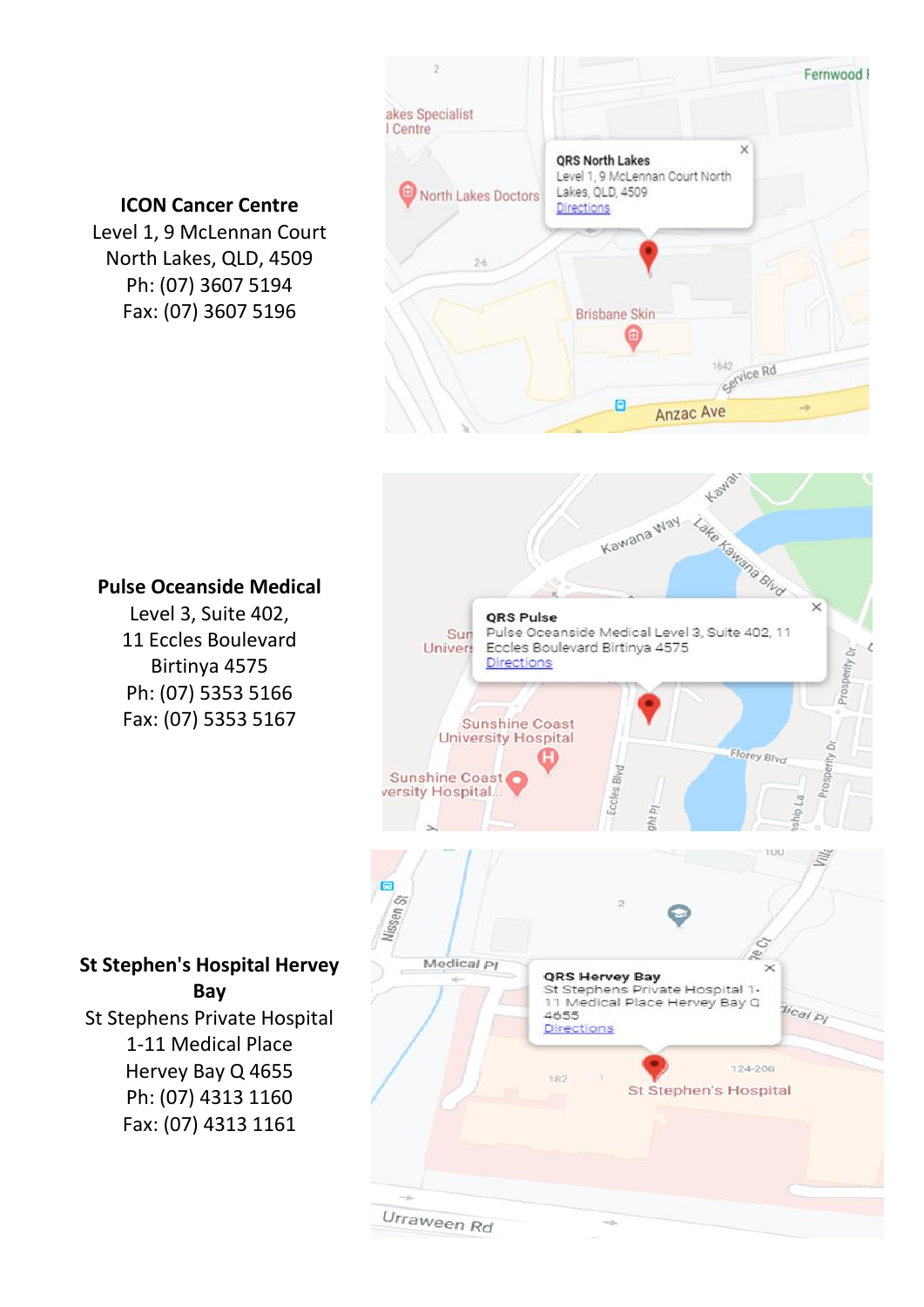**ICON Cancer Centre**
Level 1, 9 McLennan Court
North Lakes, QLD, 4509
Ph: (07) 3607 5194
Fax: (07) 3607 5196

**Pulse Oceanside Medical**
Level 3, Suite 402,
11 Eccles Boulevard
Birtinya 4575
Ph: (07) 5353 5166
Fax: (07) 5353 5167

**St Stephen's Hospital Hervey Bay**
St Stephens Private Hospital
1-11 Medical Place
Hervey Bay Q 4655
Ph: (07) 4313 1160
Fax: (07) 4313 1161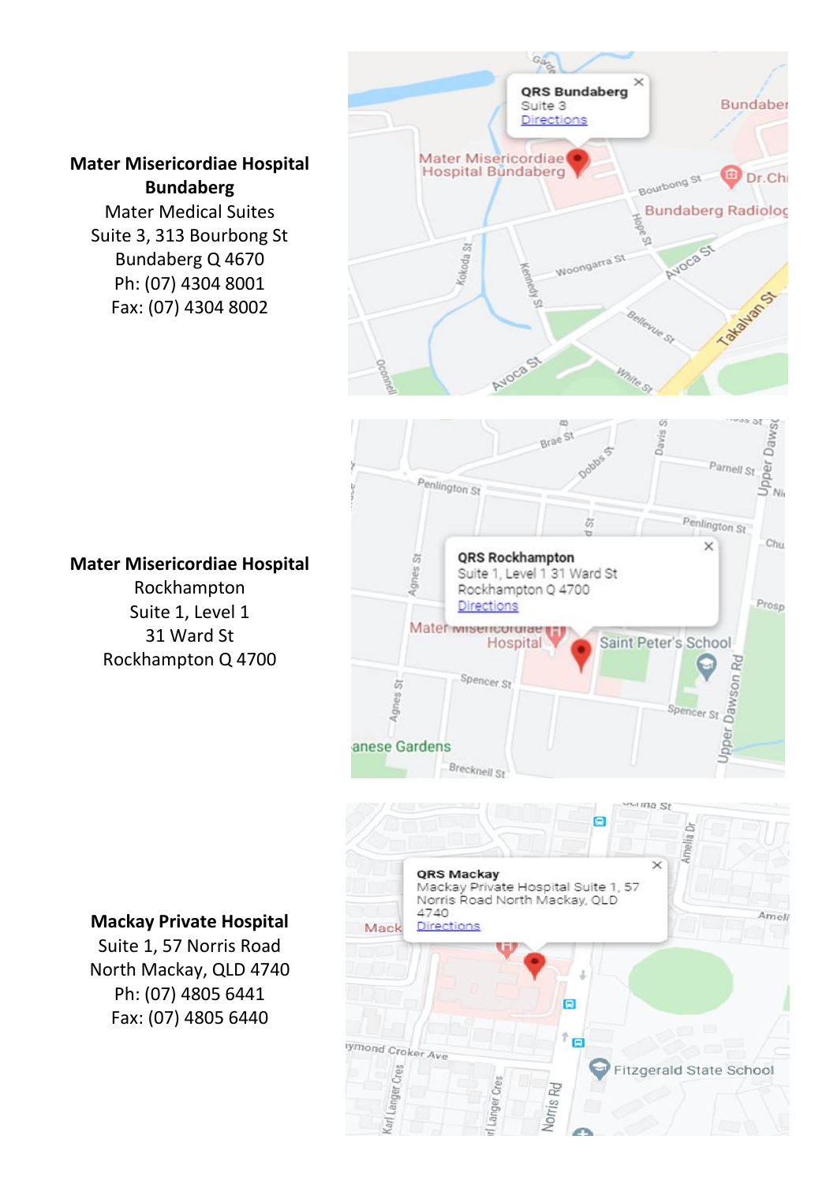**Mater Misericordiae Hospital Bundaberg**
Mater Medical Suites
Suite 3, 313 Bourbong St
Bundaberg Q 4670
Ph: (07) 4304 8001
Fax: (07) 4304 8002

**Mater Misericordiae Hospital**
Rockhampton
Suite 1, Level 1
31 Ward St
Rockhampton Q 4700

**Mackay Private Hospital**
Suite 1, 57 Norris Road
North Mackay, QLD 4740
Ph: (07) 4805 6441
Fax: (07) 4805 6440